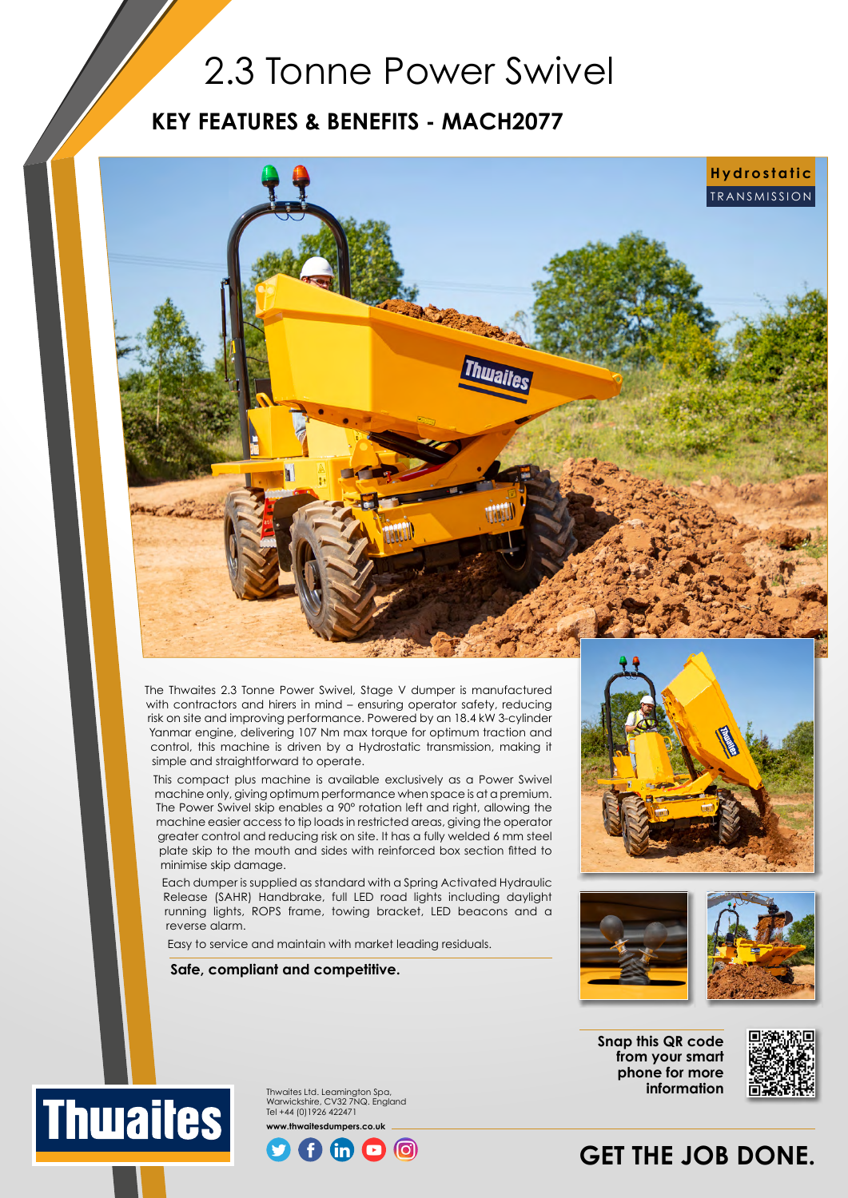# 2.3 Tonne Power Swivel

## KEY FEATURES & BENEFITS - MACH2077

**Hydrostatic** TRANSMISSION

The Thwaites 2.3 Tonne Power Swivel, Stage V dumper is manufactured with contractors and hirers in mind – ensuring operator safety, reducing risk on site and improving performance. Powered by an 18.4 kW 3-cylinder Yanmar engine, delivering 107 Nm max torque for optimum traction and control, this machine is driven by a Hydrostatic transmission, making it simple and straightforward to operate.

This compact plus machine is available exclusively as a Power Swivel machine only, giving optimum performance when space is at a premium. The Power Swivel skip enables a 90° rotation left and right, allowing the machine easier access to tip loads in restricted areas, giving the operator greater control and reducing risk on site. It has a fully welded 6 mm steel plate skip to the mouth and sides with reinforced box section fitted to minimise skip damage.

Each dumper is supplied as standard with a Spring Activated Hydraulic Release (SAHR) Handbrake, full LED road lights including daylight running lights, ROPS frame, towing bracket, LED beacons and a reverse alarm.

Easy to service and maintain with market leading residuals.

**Safe, compliant and competitive.**

**Snap this QR code from your smart phone for more information**

Thwaites Ltd. Leamington Spa, Warwickshire, CV32 7NQ. England
Tel +44 (0)1926 422471
**www.thwaitesdumpers.co.uk**

**GET THE JOB DONE.**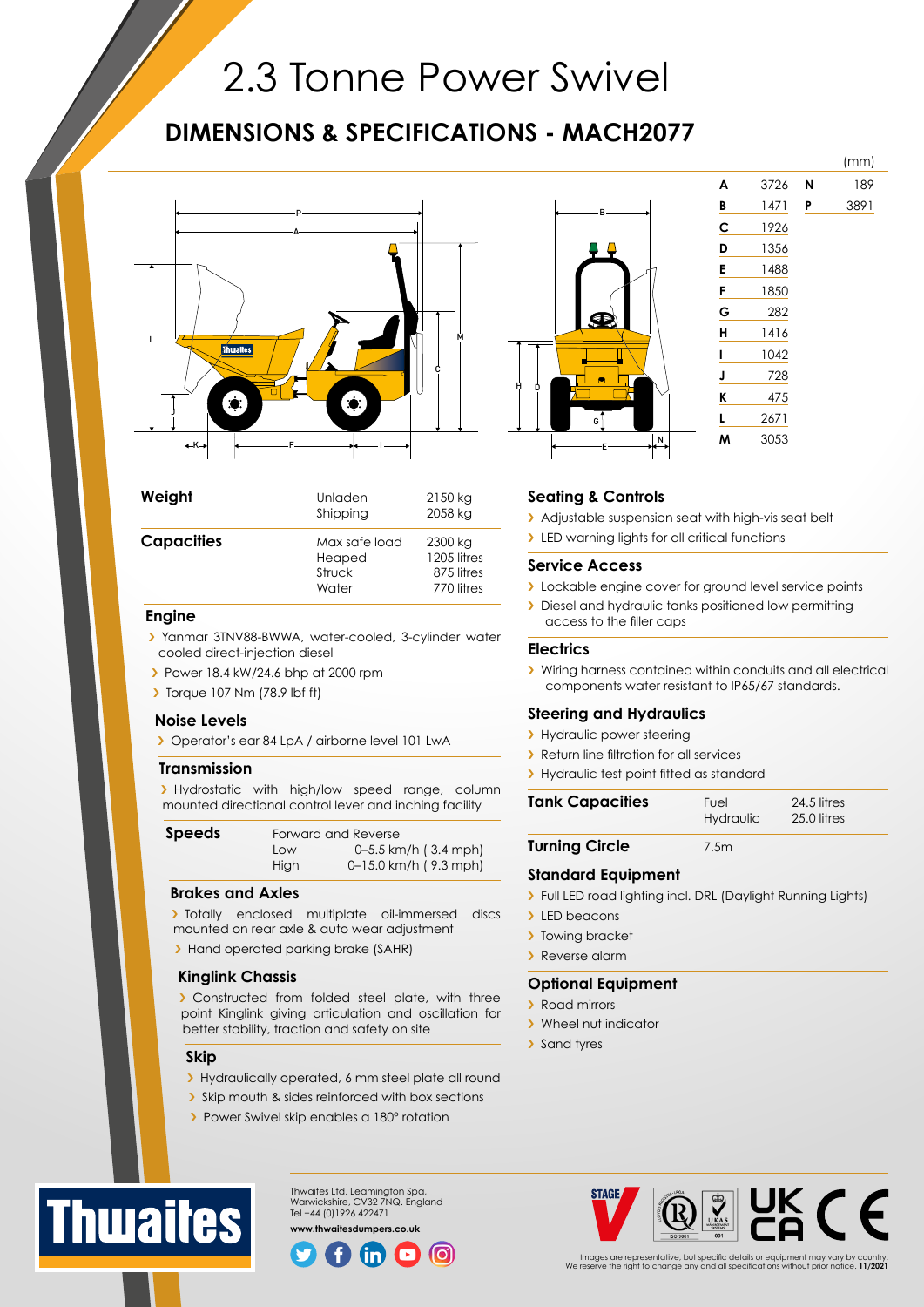# 2.3 Tonne Power Swivel

## DIMENSIONS & SPECIFICATIONS - MACH2077

(mm)

| | | | |
|---|---|---|---|
| **A** | 3726 | **N** | 189 |
| **B** | 1471 | **P** | 3891 |
| **C** | 1926 | | |
| **D** | 1356 | | |
| **E** | 1488 | | |
| **F** | 1850 | | |
| **G** | 282 | | |
| **H** | 1416 | | |
| **I** | 1042 | | |
| **J** | 728 | | |
| **K** | 475 | | |
| **L** | 2671 | | |
| **M** | 3053 | | |

| | | |
|---|---|---|
| **Weight** | Unladen | 2150 kg |
| | Shipping | 2058 kg |
| **Capacities** | Max safe load | 2300 kg |
| | Heaped | 1205 litres |
| | Struck | 875 litres |
| | Water | 770 litres |

### Engine

- Yanmar 3TNV88-BWWA, water-cooled, 3-cylinder water cooled direct-injection diesel
- Power 18.4 kW/24.6 bhp at 2000 rpm
- Torque 107 Nm (78.9 lbf ft)

### Noise Levels

- Operator's ear 84 LpA / airborne level 101 LwA

### Transmission

- Hydrostatic with high/low speed range, column mounted directional control lever and inching facility

| | | |
|---|---|---|
| **Speeds** | Forward and Reverse | |
| | Low | 0–5.5 km/h ( 3.4 mph) |
| | High | 0–15.0 km/h ( 9.3 mph) |

### Brakes and Axles

- Totally enclosed multiplate oil-immersed discs mounted on rear axle & auto wear adjustment
- Hand operated parking brake (SAHR)

### Kinglink Chassis

- Constructed from folded steel plate, with three point Kinglink giving articulation and oscillation for better stability, traction and safety on site

### Skip

- Hydraulically operated, 6 mm steel plate all round
- Skip mouth & sides reinforced with box sections
- Power Swivel skip enables a 180° rotation

### Seating & Controls

- Adjustable suspension seat with high-vis seat belt
- LED warning lights for all critical functions

### Service Access

- Lockable engine cover for ground level service points
- Diesel and hydraulic tanks positioned low permitting access to the filler caps

### Electrics

- Wiring harness contained within conduits and all electrical components water resistant to IP65/67 standards.

### Steering and Hydraulics

- Hydraulic power steering
- Return line filtration for all services
- Hydraulic test point fitted as standard

| | | |
|---|---|---|
| **Tank Capacities** | Fuel | 24.5 litres |
| | Hydraulic | 25.0 litres |
| **Turning Circle** | 7.5m | |

### Standard Equipment

- Full LED road lighting incl. DRL (Daylight Running Lights)
- LED beacons
- Towing bracket
- Reverse alarm

### Optional Equipment

- Road mirrors
- Wheel nut indicator
- Sand tyres

Thwaites Ltd. Leamington Spa, Warwickshire, CV32 7NQ. England
Tel +44 (0)1926 422471
**www.thwaitesdumpers.co.uk**

Images are representative, but specific details or equipment may vary by country.
We reserve the right to change any and all specifications without prior notice. **11/2021**